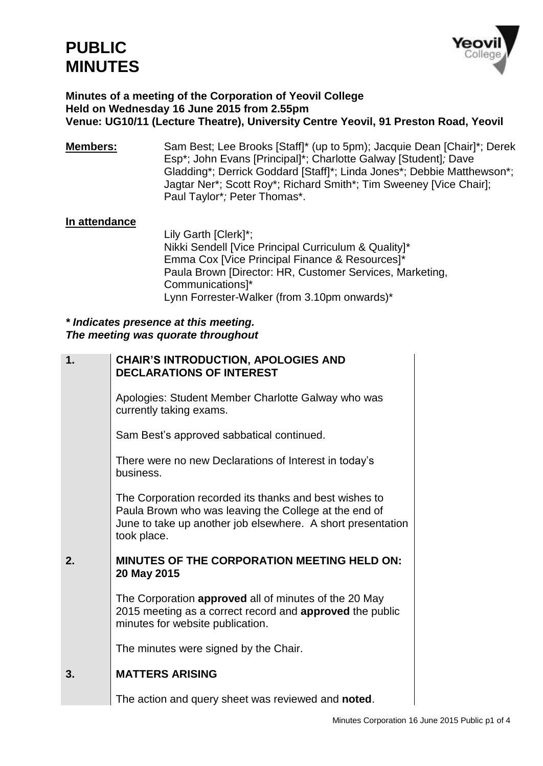# PUBLIC MINUTES

**Minutes of a meeting of the Corporation of Yeovil College**
**Held on Wednesday 16 June 2015 from 2.55pm**
**Venue: UG10/11 (Lecture Theatre), University Centre Yeovil, 91 Preston Road, Yeovil**

**Members:** Sam Best; Lee Brooks [Staff]* (up to 5pm); Jacquie Dean [Chair]*; Derek Esp*; John Evans [Principal]*; Charlotte Galway [Student]; Dave Gladding*; Derrick Goddard [Staff]*; Linda Jones*; Debbie Matthewson*; Jagtar Ner*; Scott Roy*; Richard Smith*; Tim Sweeney [Vice Chair]; Paul Taylor*; Peter Thomas*.

**In attendance**

Lily Garth [Clerk]*;
Nikki Sendell [Vice Principal Curriculum & Quality]*
Emma Cox [Vice Principal Finance & Resources]*
Paula Brown [Director: HR, Customer Services, Marketing, Communications]*
Lynn Forrester-Walker (from 3.10pm onwards)*

***\* Indicates presence at this meeting.***
***The meeting was quorate throughout***

| | | |
|---|---|---|
| **1.** | **CHAIR'S INTRODUCTION, APOLOGIES AND DECLARATIONS OF INTEREST**<br><br>Apologies: Student Member Charlotte Galway who was currently taking exams.<br><br>Sam Best's approved sabbatical continued.<br><br>There were no new Declarations of Interest in today's business.<br><br>The Corporation recorded its thanks and best wishes to Paula Brown who was leaving the College at the end of June to take up another job elsewhere. A short presentation took place. | |
| **2.** | **MINUTES OF THE CORPORATION MEETING HELD ON: 20 May 2015**<br><br>The Corporation **approved** all of minutes of the 20 May 2015 meeting as a correct record and **approved** the public minutes for website publication.<br><br>The minutes were signed by the Chair. | |
| **3.** | **MATTERS ARISING**<br><br>The action and query sheet was reviewed and **noted**. | |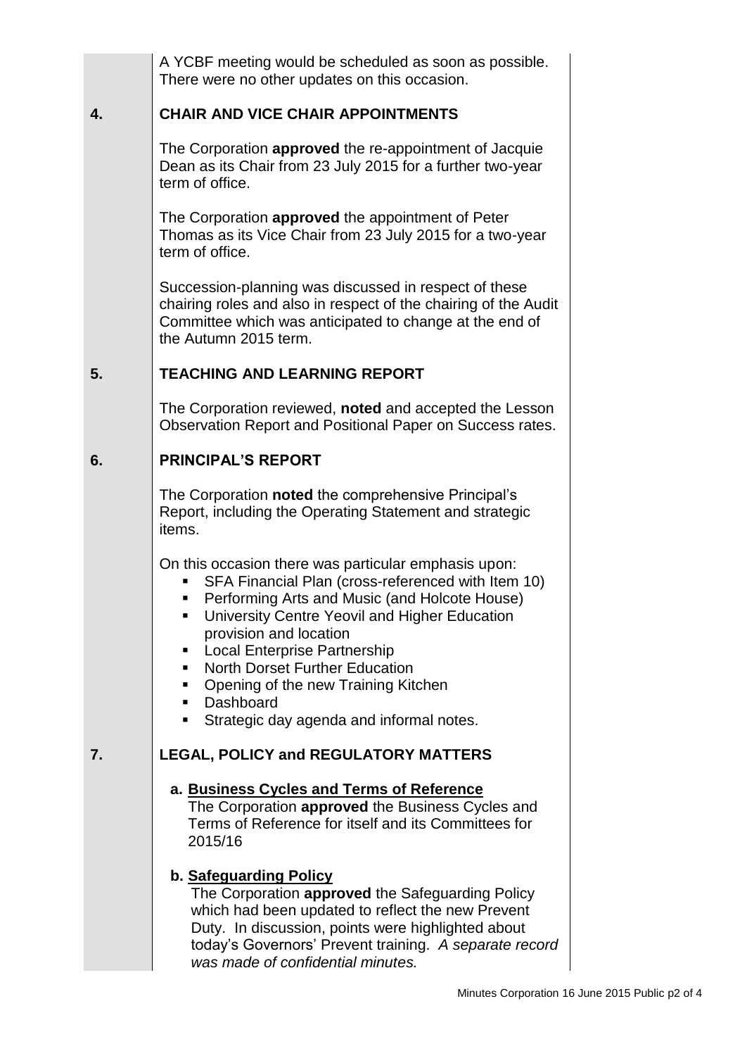A YCBF meeting would be scheduled as soon as possible. There were no other updates on this occasion.

## 4. CHAIR AND VICE CHAIR APPOINTMENTS

The Corporation **approved** the re-appointment of Jacquie Dean as its Chair from 23 July 2015 for a further two-year term of office.

The Corporation **approved** the appointment of Peter Thomas as its Vice Chair from 23 July 2015 for a two-year term of office.

Succession-planning was discussed in respect of these chairing roles and also in respect of the chairing of the Audit Committee which was anticipated to change at the end of the Autumn 2015 term.

## 5. TEACHING AND LEARNING REPORT

The Corporation reviewed, **noted** and accepted the Lesson Observation Report and Positional Paper on Success rates.

## 6. PRINCIPAL'S REPORT

The Corporation **noted** the comprehensive Principal's Report, including the Operating Statement and strategic items.

On this occasion there was particular emphasis upon:

- SFA Financial Plan (cross-referenced with Item 10)
- Performing Arts and Music (and Holcote House)
- University Centre Yeovil and Higher Education provision and location
- Local Enterprise Partnership
- North Dorset Further Education
- Opening of the new Training Kitchen
- Dashboard
- Strategic day agenda and informal notes.

## 7. LEGAL, POLICY and REGULATORY MATTERS

**a. Business Cycles and Terms of Reference**
The Corporation **approved** the Business Cycles and Terms of Reference for itself and its Committees for 2015/16

**b. Safeguarding Policy**
The Corporation **approved** the Safeguarding Policy which had been updated to reflect the new Prevent Duty. In discussion, points were highlighted about today's Governors' Prevent training. *A separate record was made of confidential minutes.*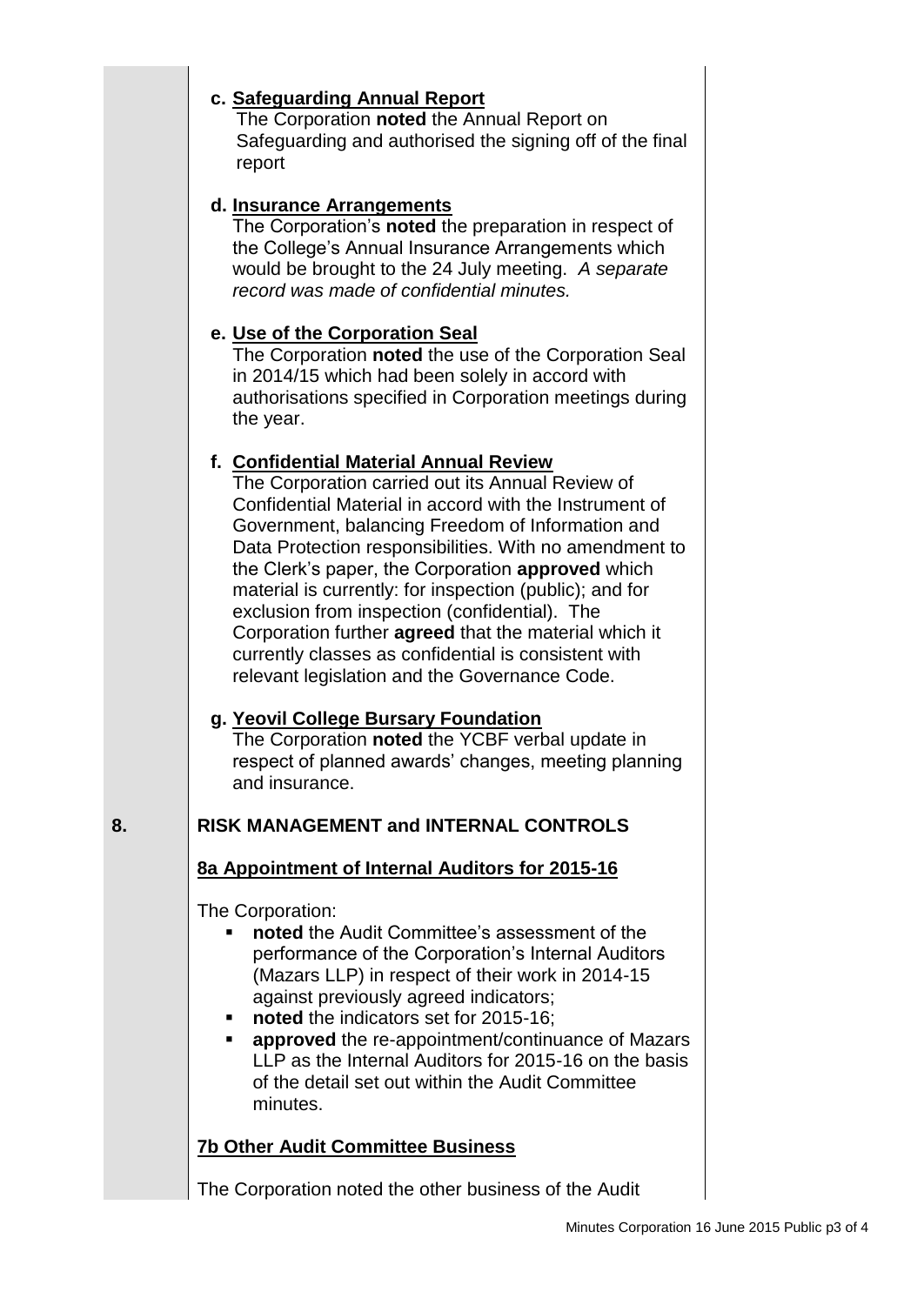**c. Safeguarding Annual Report**

The Corporation **noted** the Annual Report on Safeguarding and authorised the signing off of the final report

**d. Insurance Arrangements**

The Corporation's **noted** the preparation in respect of the College's Annual Insurance Arrangements which would be brought to the 24 July meeting. *A separate record was made of confidential minutes.*

**e. Use of the Corporation Seal**

The Corporation **noted** the use of the Corporation Seal in 2014/15 which had been solely in accord with authorisations specified in Corporation meetings during the year.

**f. Confidential Material Annual Review**

The Corporation carried out its Annual Review of Confidential Material in accord with the Instrument of Government, balancing Freedom of Information and Data Protection responsibilities. With no amendment to the Clerk's paper, the Corporation **approved** which material is currently: for inspection (public); and for exclusion from inspection (confidential). The Corporation further **agreed** that the material which it currently classes as confidential is consistent with relevant legislation and the Governance Code.

**g. Yeovil College Bursary Foundation**

The Corporation **noted** the YCBF verbal update in respect of planned awards' changes, meeting planning and insurance.

## 8. RISK MANAGEMENT and INTERNAL CONTROLS

**8a Appointment of Internal Auditors for 2015-16**

The Corporation:

- **noted** the Audit Committee's assessment of the performance of the Corporation's Internal Auditors (Mazars LLP) in respect of their work in 2014-15 against previously agreed indicators;
- **noted** the indicators set for 2015-16;
- **approved** the re-appointment/continuance of Mazars LLP as the Internal Auditors for 2015-16 on the basis of the detail set out within the Audit Committee minutes.

**7b Other Audit Committee Business**

The Corporation noted the other business of the Audit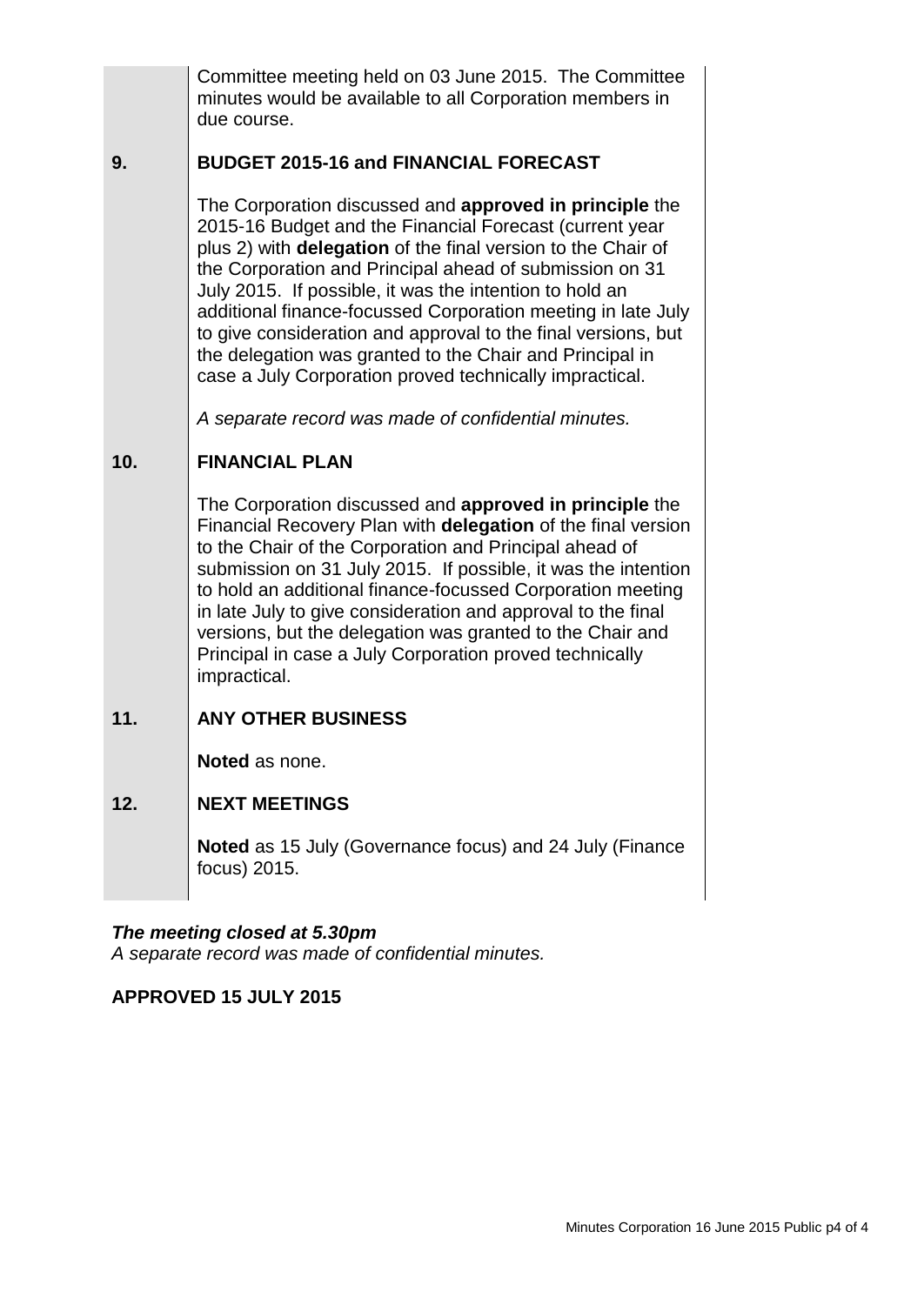Committee meeting held on 03 June 2015. The Committee minutes would be available to all Corporation members in due course.

**9. BUDGET 2015-16 and FINANCIAL FORECAST**

The Corporation discussed and **approved in principle** the 2015-16 Budget and the Financial Forecast (current year plus 2) with **delegation** of the final version to the Chair of the Corporation and Principal ahead of submission on 31 July 2015. If possible, it was the intention to hold an additional finance-focussed Corporation meeting in late July to give consideration and approval to the final versions, but the delegation was granted to the Chair and Principal in case a July Corporation proved technically impractical.

*A separate record was made of confidential minutes.*

**10. FINANCIAL PLAN**

The Corporation discussed and **approved in principle** the Financial Recovery Plan with **delegation** of the final version to the Chair of the Corporation and Principal ahead of submission on 31 July 2015. If possible, it was the intention to hold an additional finance-focussed Corporation meeting in late July to give consideration and approval to the final versions, but the delegation was granted to the Chair and Principal in case a July Corporation proved technically impractical.

**11. ANY OTHER BUSINESS**

**Noted** as none.

**12. NEXT MEETINGS**

**Noted** as 15 July (Governance focus) and 24 July (Finance focus) 2015.

***The meeting closed at 5.30pm***
*A separate record was made of confidential minutes.*

**APPROVED 15 JULY 2015**